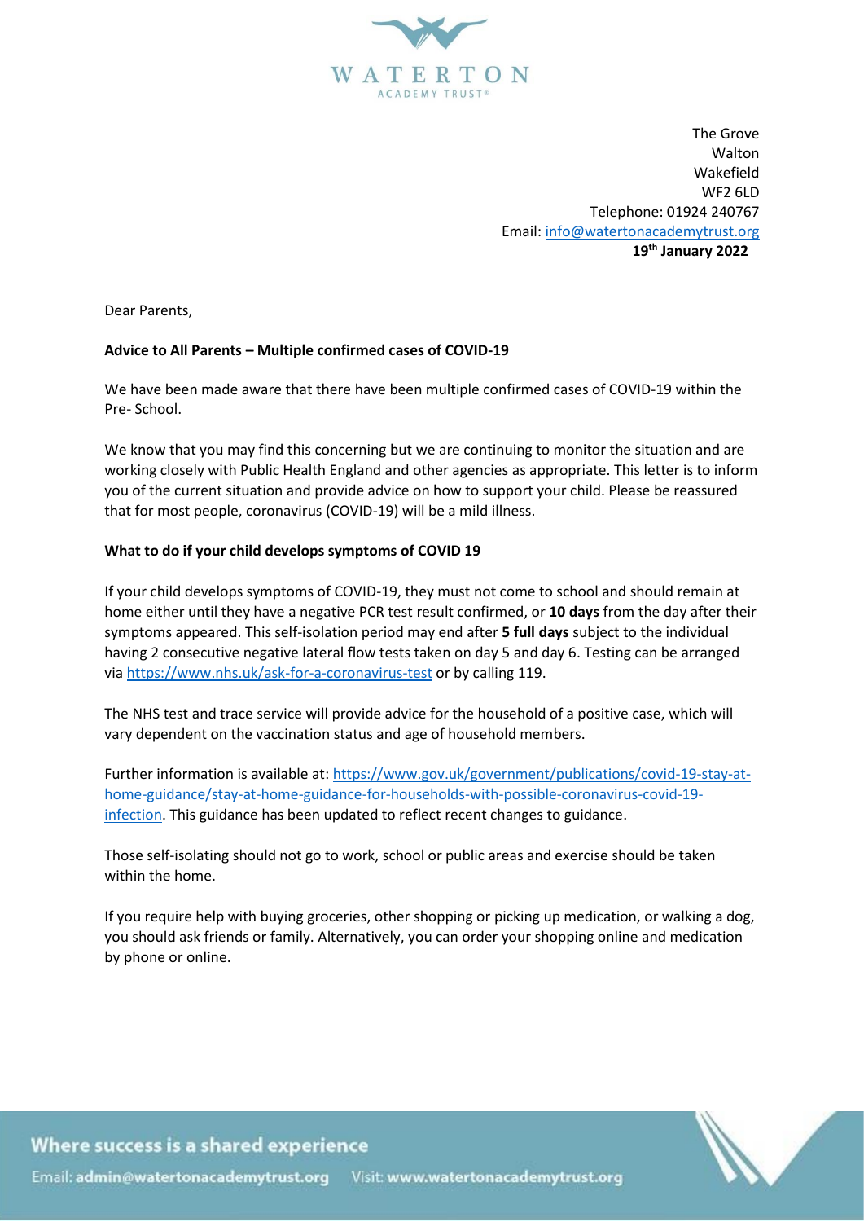WATERTON
ACADEMY TRUST®

The Grove
Walton
Wakefield
WF2 6LD
Telephone: 01924 240767
Email: info@watertonacademytrust.org
**19th January 2022**

Dear Parents,

**Advice to All Parents – Multiple confirmed cases of COVID-19**

We have been made aware that there have been multiple confirmed cases of COVID-19 within the Pre- School.

We know that you may find this concerning but we are continuing to monitor the situation and are working closely with Public Health England and other agencies as appropriate. This letter is to inform you of the current situation and provide advice on how to support your child. Please be reassured that for most people, coronavirus (COVID-19) will be a mild illness.

**What to do if your child develops symptoms of COVID 19**

If your child develops symptoms of COVID-19, they must not come to school and should remain at home either until they have a negative PCR test result confirmed, or **10 days** from the day after their symptoms appeared. This self-isolation period may end after **5 full days** subject to the individual having 2 consecutive negative lateral flow tests taken on day 5 and day 6. Testing can be arranged via https://www.nhs.uk/ask-for-a-coronavirus-test or by calling 119.

The NHS test and trace service will provide advice for the household of a positive case, which will vary dependent on the vaccination status and age of household members.

Further information is available at: https://www.gov.uk/government/publications/covid-19-stay-at-home-guidance/stay-at-home-guidance-for-households-with-possible-coronavirus-covid-19-infection. This guidance has been updated to reflect recent changes to guidance.

Those self-isolating should not go to work, school or public areas and exercise should be taken within the home.

If you require help with buying groceries, other shopping or picking up medication, or walking a dog, you should ask friends or family. Alternatively, you can order your shopping online and medication by phone or online.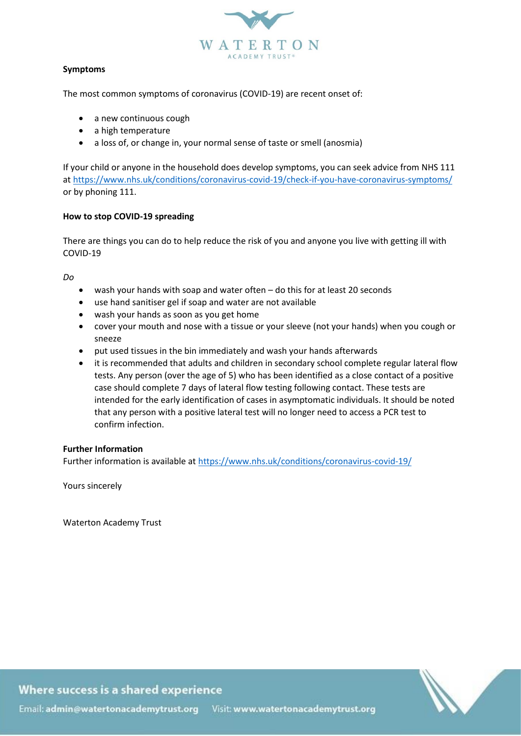**Symptoms**

The most common symptoms of coronavirus (COVID-19) are recent onset of:

- a new continuous cough
- a high temperature
- a loss of, or change in, your normal sense of taste or smell (anosmia)

If your child or anyone in the household does develop symptoms, you can seek advice from NHS 111 at https://www.nhs.uk/conditions/coronavirus-covid-19/check-if-you-have-coronavirus-symptoms/ or by phoning 111.

**How to stop COVID-19 spreading**

There are things you can do to help reduce the risk of you and anyone you live with getting ill with COVID-19

*Do*

- wash your hands with soap and water often – do this for at least 20 seconds
- use hand sanitiser gel if soap and water are not available
- wash your hands as soon as you get home
- cover your mouth and nose with a tissue or your sleeve (not your hands) when you cough or sneeze
- put used tissues in the bin immediately and wash your hands afterwards
- it is recommended that adults and children in secondary school complete regular lateral flow tests. Any person (over the age of 5) who has been identified as a close contact of a positive case should complete 7 days of lateral flow testing following contact. These tests are intended for the early identification of cases in asymptomatic individuals. It should be noted that any person with a positive lateral test will no longer need to access a PCR test to confirm infection.

**Further Information**

Further information is available at https://www.nhs.uk/conditions/coronavirus-covid-19/

Yours sincerely

Waterton Academy Trust